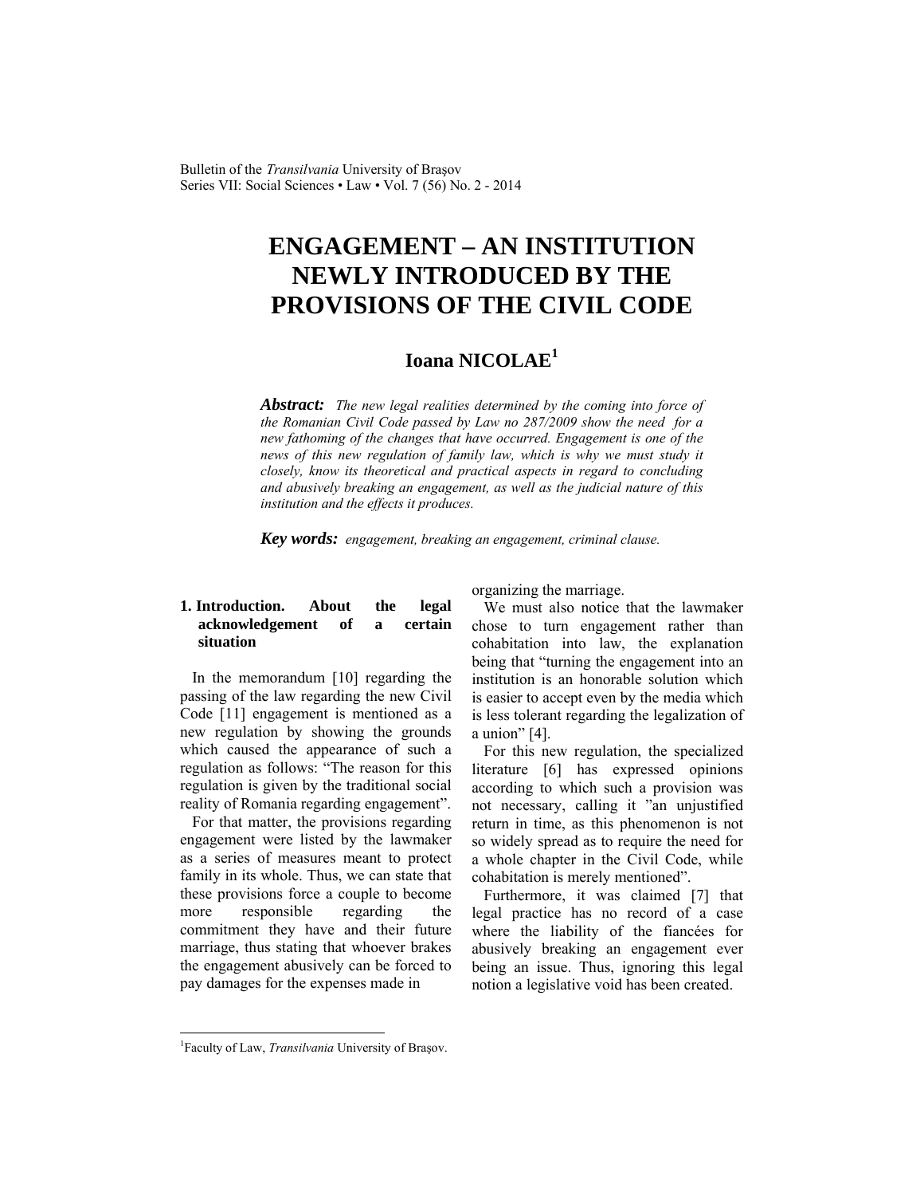# ENGAGEMENT – AN INSTITUTION NEWLY INTRODUCED BY THE PROVISIONS OF THE CIVIL CODE

## Ioana NICOLAE[1]

***Abstract:*** *The new legal realities determined by the coming into force of the Romanian Civil Code passed by Law no 287/2009 show the need for a new fathoming of the changes that have occurred. Engagement is one of the news of this new regulation of family law, which is why we must study it closely, know its theoretical and practical aspects in regard to concluding and abusively breaking an engagement, as well as the judicial nature of this institution and the effects it produces.*

***Key words:*** *engagement, breaking an engagement, criminal clause.*

### 1. Introduction. About the legal acknowledgement of a certain situation

In the memorandum [10] regarding the passing of the law regarding the new Civil Code [11] engagement is mentioned as a new regulation by showing the grounds which caused the appearance of such a regulation as follows: "The reason for this regulation is given by the traditional social reality of Romania regarding engagement".

For that matter, the provisions regarding engagement were listed by the lawmaker as a series of measures meant to protect family in its whole. Thus, we can state that these provisions force a couple to become more responsible regarding the commitment they have and their future marriage, thus stating that whoever brakes the engagement abusively can be forced to pay damages for the expenses made in organizing the marriage.

We must also notice that the lawmaker chose to turn engagement rather than cohabitation into law, the explanation being that "turning the engagement into an institution is an honorable solution which is easier to accept even by the media which is less tolerant regarding the legalization of a union" [4].

For this new regulation, the specialized literature [6] has expressed opinions according to which such a provision was not necessary, calling it "an unjustified return in time, as this phenomenon is not so widely spread as to require the need for a whole chapter in the Civil Code, while cohabitation is merely mentioned".

Furthermore, it was claimed [7] that legal practice has no record of a case where the liability of the fiancées for abusively breaking an engagement ever being an issue. Thus, ignoring this legal notion a legislative void has been created.

---

[1] Faculty of Law, *Transilvania* University of Braşov.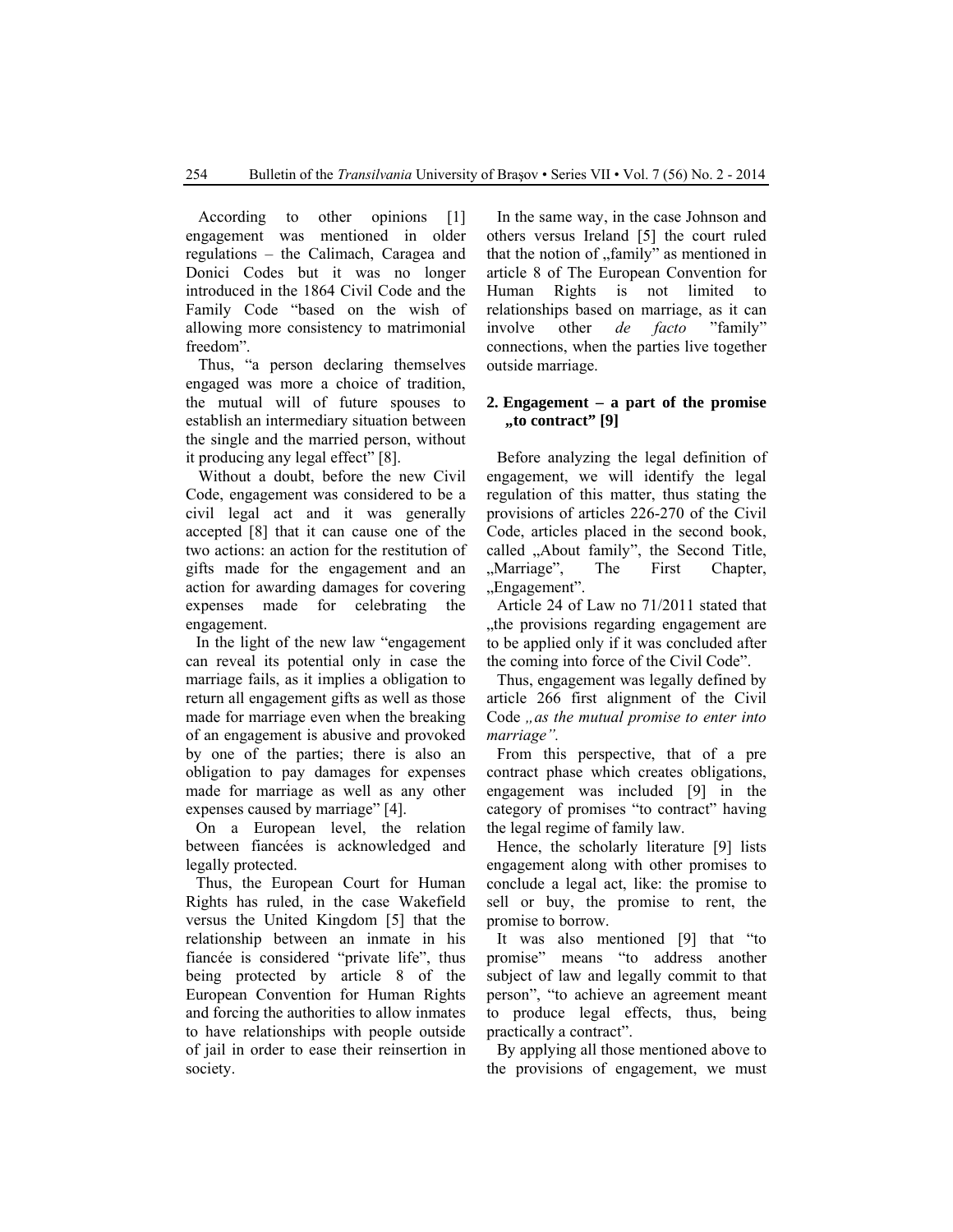According to other opinions [1] engagement was mentioned in older regulations – the Calimach, Caragea and Donici Codes but it was no longer introduced in the 1864 Civil Code and the Family Code "based on the wish of allowing more consistency to matrimonial freedom".

Thus, "a person declaring themselves engaged was more a choice of tradition, the mutual will of future spouses to establish an intermediary situation between the single and the married person, without it producing any legal effect" [8].

Without a doubt, before the new Civil Code, engagement was considered to be a civil legal act and it was generally accepted [8] that it can cause one of the two actions: an action for the restitution of gifts made for the engagement and an action for awarding damages for covering expenses made for celebrating the engagement.

In the light of the new law "engagement can reveal its potential only in case the marriage fails, as it implies a obligation to return all engagement gifts as well as those made for marriage even when the breaking of an engagement is abusive and provoked by one of the parties; there is also an obligation to pay damages for expenses made for marriage as well as any other expenses caused by marriage" [4].

On a European level, the relation between fiancées is acknowledged and legally protected.

Thus, the European Court for Human Rights has ruled, in the case Wakefield versus the United Kingdom [5] that the relationship between an inmate in his fiancée is considered "private life", thus being protected by article 8 of the European Convention for Human Rights and forcing the authorities to allow inmates to have relationships with people outside of jail in order to ease their reinsertion in society.

In the same way, in the case Johnson and others versus Ireland [5] the court ruled that the notion of „family" as mentioned in article 8 of The European Convention for Human Rights is not limited to relationships based on marriage, as it can involve other *de facto* "family" connections, when the parties live together outside marriage.

## 2. Engagement – a part of the promise „to contract" [9]

Before analyzing the legal definition of engagement, we will identify the legal regulation of this matter, thus stating the provisions of articles 226-270 of the Civil Code, articles placed in the second book, called „About family", the Second Title, „Marriage", The First Chapter, „Engagement".

Article 24 of Law no 71/2011 stated that „the provisions regarding engagement are to be applied only if it was concluded after the coming into force of the Civil Code".

Thus, engagement was legally defined by article 266 first alignment of the Civil Code *„as the mutual promise to enter into marriage".*

From this perspective, that of a pre contract phase which creates obligations, engagement was included [9] in the category of promises "to contract" having the legal regime of family law.

Hence, the scholarly literature [9] lists engagement along with other promises to conclude a legal act, like: the promise to sell or buy, the promise to rent, the promise to borrow.

It was also mentioned [9] that "to promise" means "to address another subject of law and legally commit to that person", "to achieve an agreement meant to produce legal effects, thus, being practically a contract".

By applying all those mentioned above to the provisions of engagement, we must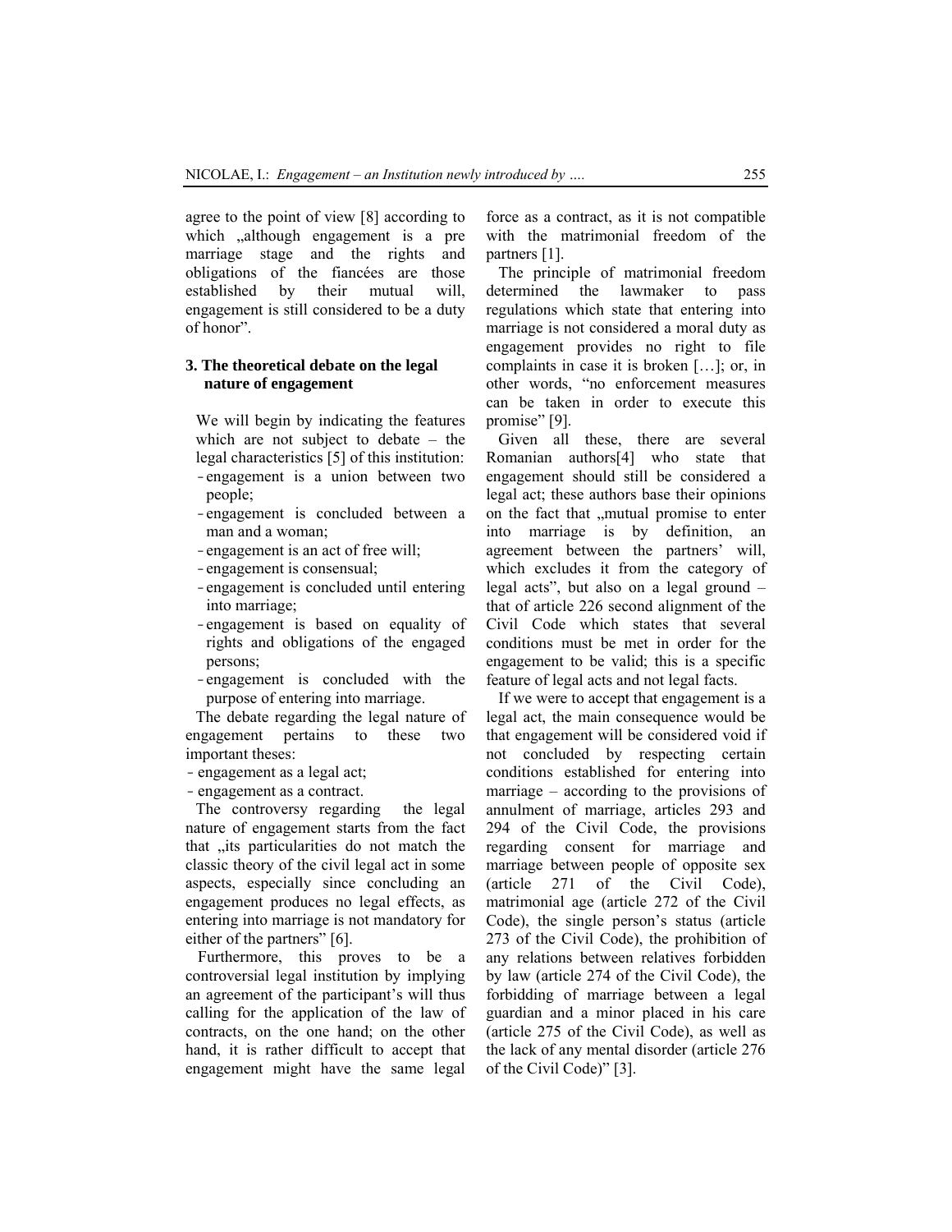agree to the point of view [8] according to which „although engagement is a pre marriage stage and the rights and obligations of the fiancées are those established by their mutual will, engagement is still considered to be a duty of honor".

## 3. The theoretical debate on the legal nature of engagement

We will begin by indicating the features which are not subject to debate – the legal characteristics [5] of this institution:

- engagement is a union between two people;
- engagement is concluded between a man and a woman;
- engagement is an act of free will;
- engagement is consensual;
- engagement is concluded until entering into marriage;
- engagement is based on equality of rights and obligations of the engaged persons;
- engagement is concluded with the purpose of entering into marriage.

The debate regarding the legal nature of engagement pertains to these two important theses:

- engagement as a legal act;
- engagement as a contract.

The controversy regarding the legal nature of engagement starts from the fact that „its particularities do not match the classic theory of the civil legal act in some aspects, especially since concluding an engagement produces no legal effects, as entering into marriage is not mandatory for either of the partners" [6].

Furthermore, this proves to be a controversial legal institution by implying an agreement of the participant's will thus calling for the application of the law of contracts, on the one hand; on the other hand, it is rather difficult to accept that engagement might have the same legal force as a contract, as it is not compatible with the matrimonial freedom of the partners [1].

The principle of matrimonial freedom determined the lawmaker to pass regulations which state that entering into marriage is not considered a moral duty as engagement provides no right to file complaints in case it is broken […]; or, in other words, "no enforcement measures can be taken in order to execute this promise" [9].

Given all these, there are several Romanian authors[4] who state that engagement should still be considered a legal act; these authors base their opinions on the fact that „mutual promise to enter into marriage is by definition, an agreement between the partners' will, which excludes it from the category of legal acts", but also on a legal ground – that of article 226 second alignment of the Civil Code which states that several conditions must be met in order for the engagement to be valid; this is a specific feature of legal acts and not legal facts.

If we were to accept that engagement is a legal act, the main consequence would be that engagement will be considered void if not concluded by respecting certain conditions established for entering into marriage – according to the provisions of annulment of marriage, articles 293 and 294 of the Civil Code, the provisions regarding consent for marriage and marriage between people of opposite sex (article 271 of the Civil Code), matrimonial age (article 272 of the Civil Code), the single person's status (article 273 of the Civil Code), the prohibition of any relations between relatives forbidden by law (article 274 of the Civil Code), the forbidding of marriage between a legal guardian and a minor placed in his care (article 275 of the Civil Code), as well as the lack of any mental disorder (article 276 of the Civil Code)" [3].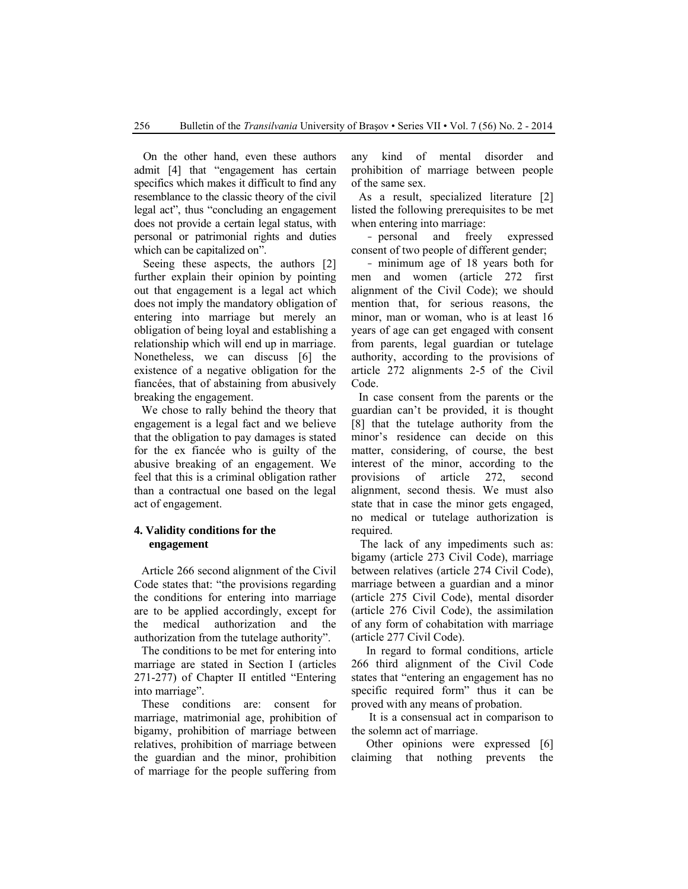On the other hand, even these authors admit [4] that "engagement has certain specifics which makes it difficult to find any resemblance to the classic theory of the civil legal act", thus "concluding an engagement does not provide a certain legal status, with personal or patrimonial rights and duties which can be capitalized on".

Seeing these aspects, the authors [2] further explain their opinion by pointing out that engagement is a legal act which does not imply the mandatory obligation of entering into marriage but merely an obligation of being loyal and establishing a relationship which will end up in marriage. Nonetheless, we can discuss [6] the existence of a negative obligation for the fiancées, that of abstaining from abusively breaking the engagement.

We chose to rally behind the theory that engagement is a legal fact and we believe that the obligation to pay damages is stated for the ex fiancée who is guilty of the abusive breaking of an engagement. We feel that this is a criminal obligation rather than a contractual one based on the legal act of engagement.

## 4. Validity conditions for the engagement

Article 266 second alignment of the Civil Code states that: "the provisions regarding the conditions for entering into marriage are to be applied accordingly, except for the medical authorization and the authorization from the tutelage authority".

The conditions to be met for entering into marriage are stated in Section I (articles 271-277) of Chapter II entitled "Entering into marriage".

These conditions are: consent for marriage, matrimonial age, prohibition of bigamy, prohibition of marriage between relatives, prohibition of marriage between the guardian and the minor, prohibition of marriage for the people suffering from any kind of mental disorder and prohibition of marriage between people of the same sex.

As a result, specialized literature [2] listed the following prerequisites to be met when entering into marriage:

- personal and freely expressed consent of two people of different gender;
- minimum age of 18 years both for men and women (article 272 first alignment of the Civil Code); we should mention that, for serious reasons, the minor, man or woman, who is at least 16 years of age can get engaged with consent from parents, legal guardian or tutelage authority, according to the provisions of article 272 alignments 2-5 of the Civil Code.

In case consent from the parents or the guardian can't be provided, it is thought [8] that the tutelage authority from the minor's residence can decide on this matter, considering, of course, the best interest of the minor, according to the provisions of article 272, second alignment, second thesis. We must also state that in case the minor gets engaged, no medical or tutelage authorization is required.

The lack of any impediments such as: bigamy (article 273 Civil Code), marriage between relatives (article 274 Civil Code), marriage between a guardian and a minor (article 275 Civil Code), mental disorder (article 276 Civil Code), the assimilation of any form of cohabitation with marriage (article 277 Civil Code).

In regard to formal conditions, article 266 third alignment of the Civil Code states that "entering an engagement has no specific required form" thus it can be proved with any means of probation.

It is a consensual act in comparison to the solemn act of marriage.

Other opinions were expressed [6] claiming that nothing prevents the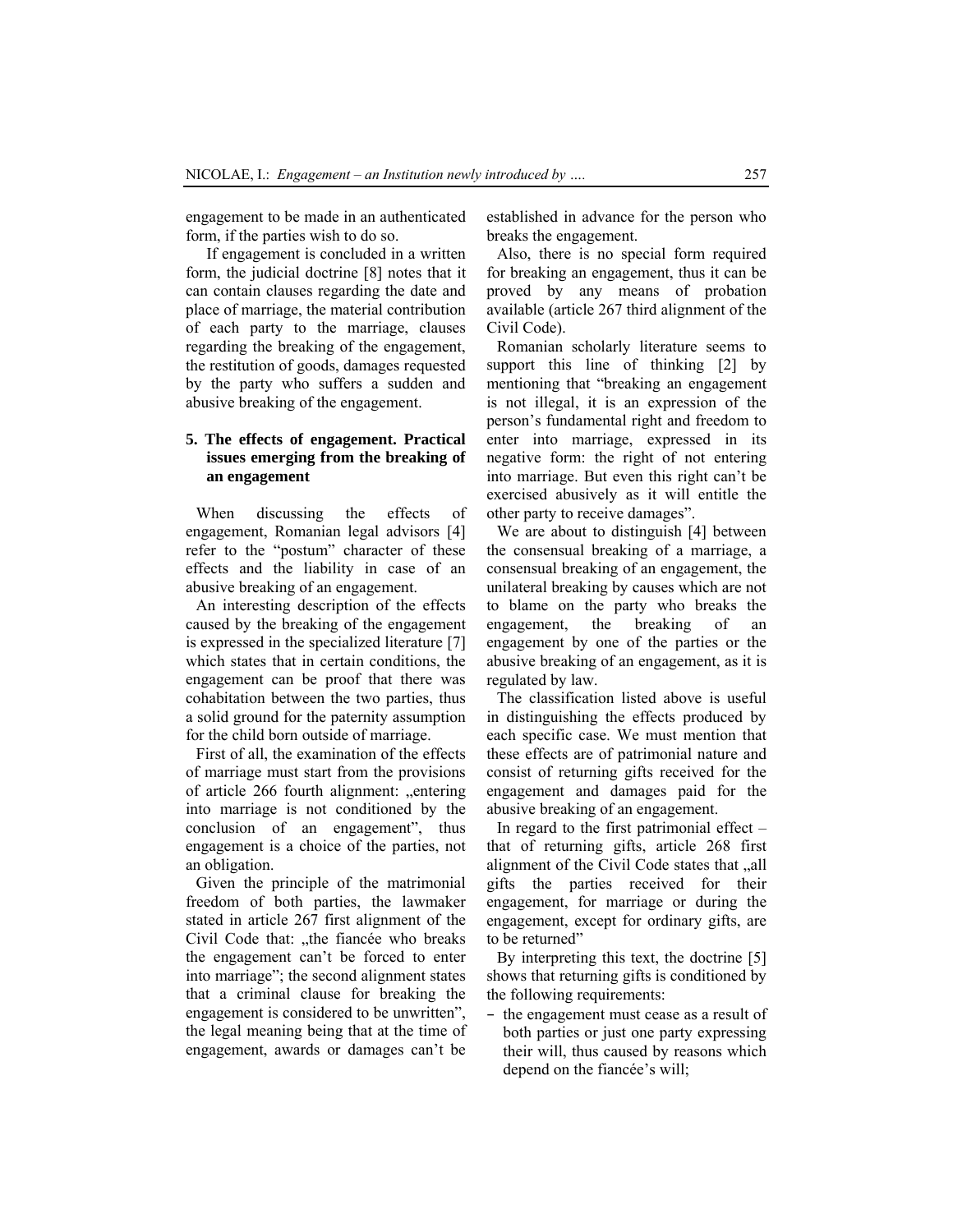engagement to be made in an authenticated form, if the parties wish to do so.

If engagement is concluded in a written form, the judicial doctrine [8] notes that it can contain clauses regarding the date and place of marriage, the material contribution of each party to the marriage, clauses regarding the breaking of the engagement, the restitution of goods, damages requested by the party who suffers a sudden and abusive breaking of the engagement.

## 5. The effects of engagement. Practical issues emerging from the breaking of an engagement

When discussing the effects of engagement, Romanian legal advisors [4] refer to the "postum" character of these effects and the liability in case of an abusive breaking of an engagement.

An interesting description of the effects caused by the breaking of the engagement is expressed in the specialized literature [7] which states that in certain conditions, the engagement can be proof that there was cohabitation between the two parties, thus a solid ground for the paternity assumption for the child born outside of marriage.

First of all, the examination of the effects of marriage must start from the provisions of article 266 fourth alignment: „entering into marriage is not conditioned by the conclusion of an engagement", thus engagement is a choice of the parties, not an obligation.

Given the principle of the matrimonial freedom of both parties, the lawmaker stated in article 267 first alignment of the Civil Code that: „the fiancée who breaks the engagement can't be forced to enter into marriage"; the second alignment states that a criminal clause for breaking the engagement is considered to be unwritten", the legal meaning being that at the time of engagement, awards or damages can't be established in advance for the person who breaks the engagement.

Also, there is no special form required for breaking an engagement, thus it can be proved by any means of probation available (article 267 third alignment of the Civil Code).

Romanian scholarly literature seems to support this line of thinking [2] by mentioning that "breaking an engagement is not illegal, it is an expression of the person's fundamental right and freedom to enter into marriage, expressed in its negative form: the right of not entering into marriage. But even this right can't be exercised abusively as it will entitle the other party to receive damages".

We are about to distinguish [4] between the consensual breaking of a marriage, a consensual breaking of an engagement, the unilateral breaking by causes which are not to blame on the party who breaks the engagement, the breaking of an engagement by one of the parties or the abusive breaking of an engagement, as it is regulated by law.

The classification listed above is useful in distinguishing the effects produced by each specific case. We must mention that these effects are of patrimonial nature and consist of returning gifts received for the engagement and damages paid for the abusive breaking of an engagement.

In regard to the first patrimonial effect – that of returning gifts, article 268 first alignment of the Civil Code states that „all gifts the parties received for their engagement, for marriage or during the engagement, except for ordinary gifts, are to be returned"

By interpreting this text, the doctrine [5] shows that returning gifts is conditioned by the following requirements:

- the engagement must cease as a result of both parties or just one party expressing their will, thus caused by reasons which depend on the fiancée's will;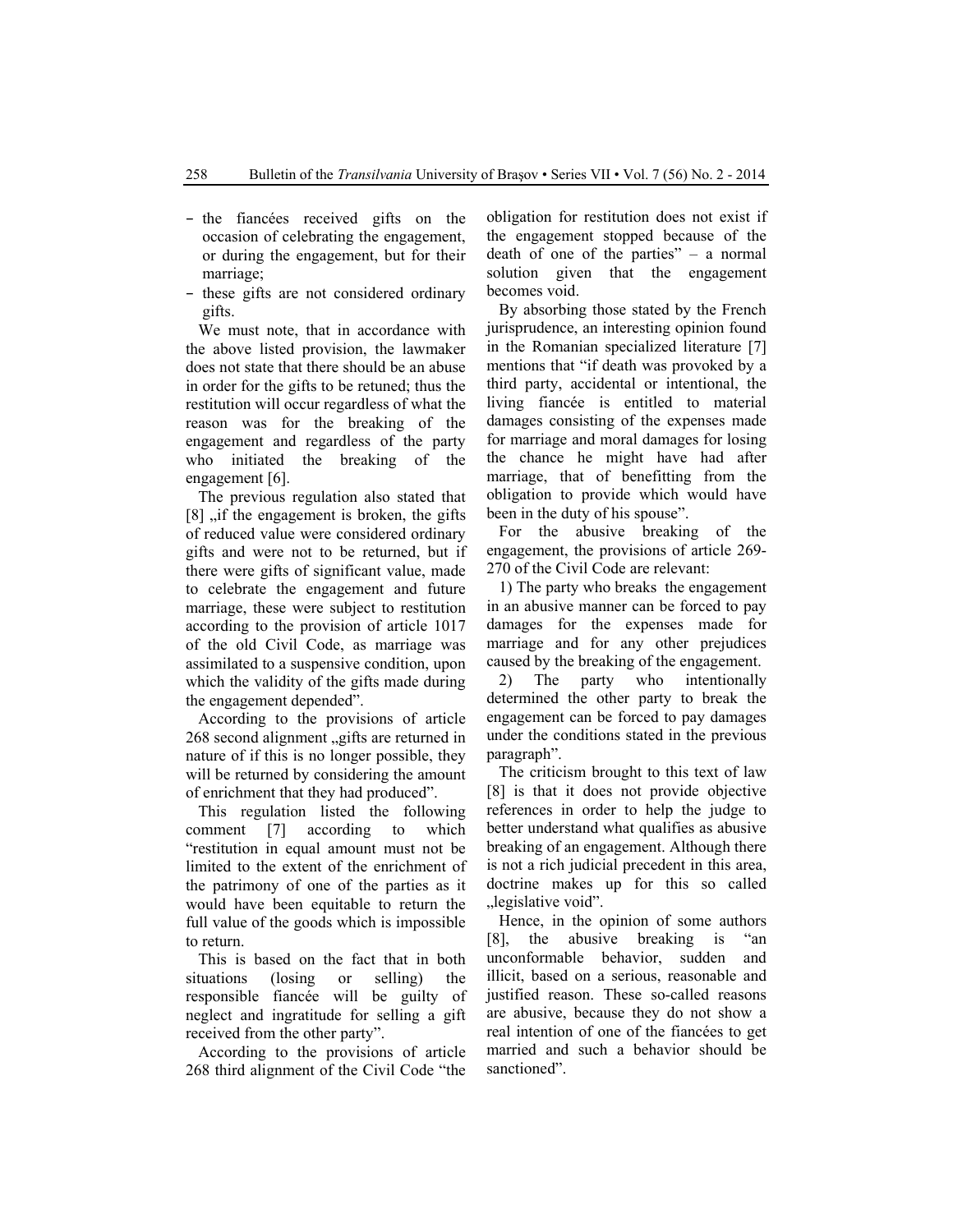- the fiancées received gifts on the occasion of celebrating the engagement, or during the engagement, but for their marriage;
- these gifts are not considered ordinary gifts.

We must note, that in accordance with the above listed provision, the lawmaker does not state that there should be an abuse in order for the gifts to be retuned; thus the restitution will occur regardless of what the reason was for the breaking of the engagement and regardless of the party who initiated the breaking of the engagement [6].

The previous regulation also stated that [8] „if the engagement is broken, the gifts of reduced value were considered ordinary gifts and were not to be returned, but if there were gifts of significant value, made to celebrate the engagement and future marriage, these were subject to restitution according to the provision of article 1017 of the old Civil Code, as marriage was assimilated to a suspensive condition, upon which the validity of the gifts made during the engagement depended".

According to the provisions of article 268 second alignment „gifts are returned in nature of if this is no longer possible, they will be returned by considering the amount of enrichment that they had produced".

This regulation listed the following comment [7] according to which "restitution in equal amount must not be limited to the extent of the enrichment of the patrimony of one of the parties as it would have been equitable to return the full value of the goods which is impossible to return.

This is based on the fact that in both situations (losing or selling) the responsible fiancée will be guilty of neglect and ingratitude for selling a gift received from the other party".

According to the provisions of article 268 third alignment of the Civil Code "the obligation for restitution does not exist if the engagement stopped because of the death of one of the parties" – a normal solution given that the engagement becomes void.

By absorbing those stated by the French jurisprudence, an interesting opinion found in the Romanian specialized literature [7] mentions that "if death was provoked by a third party, accidental or intentional, the living fiancée is entitled to material damages consisting of the expenses made for marriage and moral damages for losing the chance he might have had after marriage, that of benefitting from the obligation to provide which would have been in the duty of his spouse".

For the abusive breaking of the engagement, the provisions of article 269-270 of the Civil Code are relevant:

1) The party who breaks the engagement in an abusive manner can be forced to pay damages for the expenses made for marriage and for any other prejudices caused by the breaking of the engagement.

2) The party who intentionally determined the other party to break the engagement can be forced to pay damages under the conditions stated in the previous paragraph".

The criticism brought to this text of law [8] is that it does not provide objective references in order to help the judge to better understand what qualifies as abusive breaking of an engagement. Although there is not a rich judicial precedent in this area, doctrine makes up for this so called „legislative void".

Hence, in the opinion of some authors [8], the abusive breaking is "an unconformable behavior, sudden and illicit, based on a serious, reasonable and justified reason. These so-called reasons are abusive, because they do not show a real intention of one of the fiancées to get married and such a behavior should be sanctioned".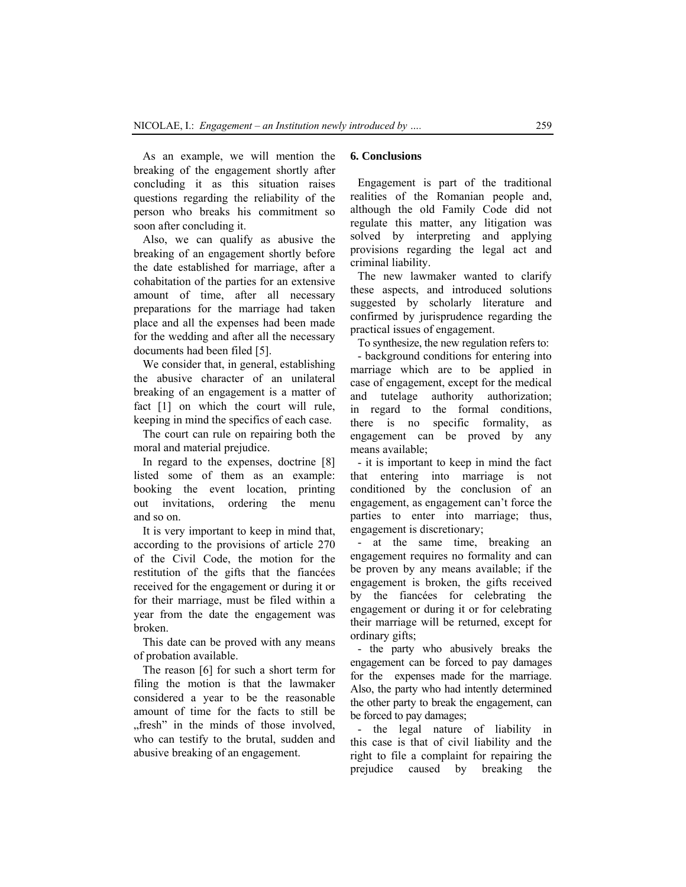As an example, we will mention the breaking of the engagement shortly after concluding it as this situation raises questions regarding the reliability of the person who breaks his commitment so soon after concluding it.

Also, we can qualify as abusive the breaking of an engagement shortly before the date established for marriage, after a cohabitation of the parties for an extensive amount of time, after all necessary preparations for the marriage had taken place and all the expenses had been made for the wedding and after all the necessary documents had been filed [5].

We consider that, in general, establishing the abusive character of an unilateral breaking of an engagement is a matter of fact [1] on which the court will rule, keeping in mind the specifics of each case.

The court can rule on repairing both the moral and material prejudice.

In regard to the expenses, doctrine [8] listed some of them as an example: booking the event location, printing out invitations, ordering the menu and so on.

It is very important to keep in mind that, according to the provisions of article 270 of the Civil Code, the motion for the restitution of the gifts that the fiancées received for the engagement or during it or for their marriage, must be filed within a year from the date the engagement was broken.

This date can be proved with any means of probation available.

The reason [6] for such a short term for filing the motion is that the lawmaker considered a year to be the reasonable amount of time for the facts to still be „fresh" in the minds of those involved, who can testify to the brutal, sudden and abusive breaking of an engagement.

## 6. Conclusions

Engagement is part of the traditional realities of the Romanian people and, although the old Family Code did not regulate this matter, any litigation was solved by interpreting and applying provisions regarding the legal act and criminal liability.

The new lawmaker wanted to clarify these aspects, and introduced solutions suggested by scholarly literature and confirmed by jurisprudence regarding the practical issues of engagement.

To synthesize, the new regulation refers to:

- background conditions for entering into marriage which are to be applied in case of engagement, except for the medical and tutelage authority authorization; in regard to the formal conditions, there is no specific formality, as engagement can be proved by any means available;
- it is important to keep in mind the fact that entering into marriage is not conditioned by the conclusion of an engagement, as engagement can't force the parties to enter into marriage; thus, engagement is discretionary;
- at the same time, breaking an engagement requires no formality and can be proven by any means available; if the engagement is broken, the gifts received by the fiancées for celebrating the engagement or during it or for celebrating their marriage will be returned, except for ordinary gifts;
- the party who abusively breaks the engagement can be forced to pay damages for the expenses made for the marriage. Also, the party who had intently determined the other party to break the engagement, can be forced to pay damages;
- the legal nature of liability in this case is that of civil liability and the right to file a complaint for repairing the prejudice caused by breaking the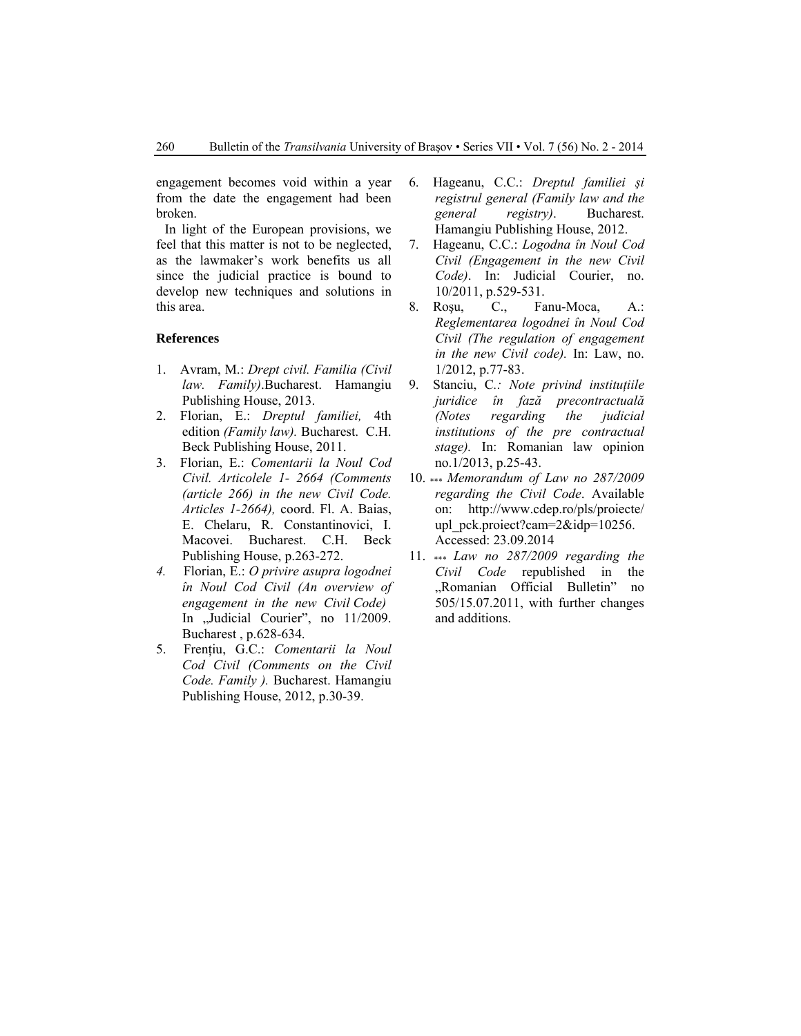engagement becomes void within a year from the date the engagement had been broken.

In light of the European provisions, we feel that this matter is not to be neglected, as the lawmaker's work benefits us all since the judicial practice is bound to develop new techniques and solutions in this area.

## References

1. Avram, M.: *Drept civil. Familia (Civil law. Family)*.Bucharest. Hamangiu Publishing House, 2013.
2. Florian, E.: *Dreptul familiei,* 4th edition *(Family law).* Bucharest. C.H. Beck Publishing House, 2011.
3. Florian, E.: *Comentarii la Noul Cod Civil. Articolele 1- 2664 (Comments (article 266) in the new Civil Code. Articles 1-2664),* coord. Fl. A. Baias, E. Chelaru, R. Constantinovici, I. Macovei. Bucharest. C.H. Beck Publishing House, p.263-272.
4. Florian, E.: *O privire asupra logodnei în Noul Cod Civil (An overview of engagement in the new Civil Code)* In „Judicial Courier", no 11/2009. Bucharest , p.628-634.
5. Frențiu, G.C.: *Comentarii la Noul Cod Civil (Comments on the Civil Code. Family ).* Bucharest. Hamangiu Publishing House, 2012, p.30-39.
6. Hageanu, C.C.: *Dreptul familiei şi registrul general (Family law and the general registry)*. Bucharest. Hamangiu Publishing House, 2012.
7. Hageanu, C.C.: *Logodna în Noul Cod Civil (Engagement in the new Civil Code)*. In: Judicial Courier, no. 10/2011, p.529-531.
8. Roşu, C., Fanu-Moca, A.: *Reglementarea logodnei în Noul Cod Civil (The regulation of engagement in the new Civil code).* In: Law, no. 1/2012, p.77-83.
9. Stanciu, C*.: Note privind instituțiile juridice în fază precontractuală (Notes regarding the judicial institutions of the pre contractual stage).* In: Romanian law opinion no.1/2013, p.25-43.
10. *** *Memorandum of Law no 287/2009 regarding the Civil Code*. Available on: http://www.cdep.ro/pls/proiecte/upl_pck.proiect?cam=2&idp=10256. Accessed: 23.09.2014
11. *** *Law no 287/2009 regarding the Civil Code* republished in the „Romanian Official Bulletin" no 505/15.07.2011, with further changes and additions.